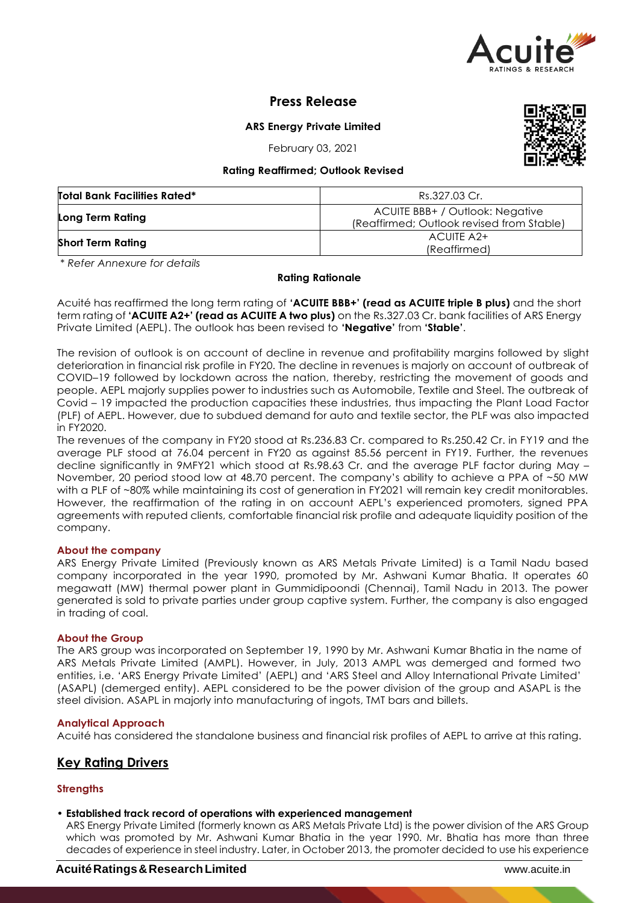# Press Release

**ARS Energy Private Limited**

February 03, 2021

**Rating Reaffirmed; Outlook Revised**

| **Total Bank Facilities Rated*** | Rs.327.03 Cr. |
|---|---|
| **Long Term Rating** | ACUITE BBB+ / Outlook: Negative (Reaffirmed; Outlook revised from Stable) |
| **Short Term Rating** | ACUITE A2+ (Reaffirmed) |

*\* Refer Annexure for details*

## Rating Rationale

Acuité has reaffirmed the long term rating of **'ACUITE BBB+' (read as ACUITE triple B plus)** and the short term rating of **'ACUITE A2+' (read as ACUITE A two plus)** on the Rs.327.03 Cr. bank facilities of ARS Energy Private Limited (AEPL). The outlook has been revised to **'Negative'** from **'Stable'**.

The revision of outlook is on account of decline in revenue and profitability margins followed by slight deterioration in financial risk profile in FY20. The decline in revenues is majorly on account of outbreak of COVID–19 followed by lockdown across the nation, thereby, restricting the movement of goods and people. AEPL majorly supplies power to industries such as Automobile, Textile and Steel. The outbreak of Covid – 19 impacted the production capacities these industries, thus impacting the Plant Load Factor (PLF) of AEPL. However, due to subdued demand for auto and textile sector, the PLF was also impacted in FY2020.
The revenues of the company in FY20 stood at Rs.236.83 Cr. compared to Rs.250.42 Cr. in FY19 and the average PLF stood at 76.04 percent in FY20 as against 85.56 percent in FY19. Further, the revenues decline significantly in 9MFY21 which stood at Rs.98.63 Cr. and the average PLF factor during May – November, 20 period stood low at 48.70 percent. The company's ability to achieve a PPA of ~50 MW with a PLF of ~80% while maintaining its cost of generation in FY2021 will remain key credit monitorables. However, the reaffirmation of the rating in on account AEPL's experienced promoters, signed PPA agreements with reputed clients, comfortable financial risk profile and adequate liquidity position of the company.

### About the company

ARS Energy Private Limited (Previously known as ARS Metals Private Limited) is a Tamil Nadu based company incorporated in the year 1990, promoted by Mr. Ashwani Kumar Bhatia. It operates 60 megawatt (MW) thermal power plant in Gummidipoondi (Chennai), Tamil Nadu in 2013. The power generated is sold to private parties under group captive system. Further, the company is also engaged in trading of coal.

### About the Group

The ARS group was incorporated on September 19, 1990 by Mr. Ashwani Kumar Bhatia in the name of ARS Metals Private Limited (AMPL). However, in July, 2013 AMPL was demerged and formed two entities, i.e. 'ARS Energy Private Limited' (AEPL) and 'ARS Steel and Alloy International Private Limited' (ASAPL) (demerged entity). AEPL considered to be the power division of the group and ASAPL is the steel division. ASAPL in majorly into manufacturing of ingots, TMT bars and billets.

### Analytical Approach

Acuité has considered the standalone business and financial risk profiles of AEPL to arrive at this rating.

## Key Rating Drivers

### Strengths

- **Established track record of operations with experienced management**
  ARS Energy Private Limited (formerly known as ARS Metals Private Ltd) is the power division of the ARS Group which was promoted by Mr. Ashwani Kumar Bhatia in the year 1990. Mr. Bhatia has more than three decades of experience in steel industry. Later, in October 2013, the promoter decided to use his experience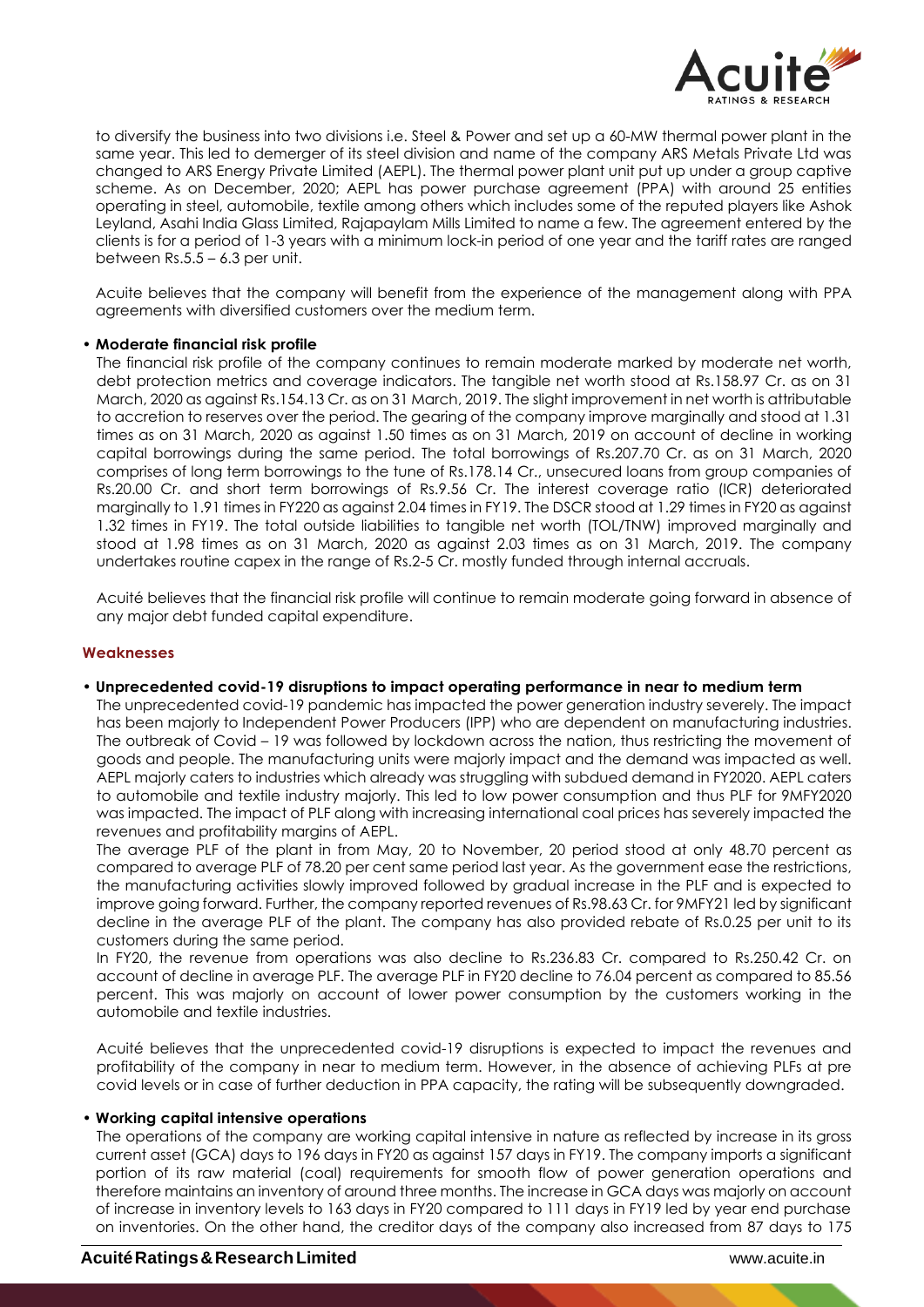to diversify the business into two divisions i.e. Steel & Power and set up a 60-MW thermal power plant in the same year. This led to demerger of its steel division and name of the company ARS Metals Private Ltd was changed to ARS Energy Private Limited (AEPL). The thermal power plant unit put up under a group captive scheme. As on December, 2020; AEPL has power purchase agreement (PPA) with around 25 entities operating in steel, automobile, textile among others which includes some of the reputed players like Ashok Leyland, Asahi India Glass Limited, Rajapaylam Mills Limited to name a few. The agreement entered by the clients is for a period of 1-3 years with a minimum lock-in period of one year and the tariff rates are ranged between Rs.5.5 – 6.3 per unit.

Acuite believes that the company will benefit from the experience of the management along with PPA agreements with diversified customers over the medium term.

- **Moderate financial risk profile**

  The financial risk profile of the company continues to remain moderate marked by moderate net worth, debt protection metrics and coverage indicators. The tangible net worth stood at Rs.158.97 Cr. as on 31 March, 2020 as against Rs.154.13 Cr. as on 31 March, 2019. The slight improvement in net worth is attributable to accretion to reserves over the period. The gearing of the company improve marginally and stood at 1.31 times as on 31 March, 2020 as against 1.50 times as on 31 March, 2019 on account of decline in working capital borrowings during the same period. The total borrowings of Rs.207.70 Cr. as on 31 March, 2020 comprises of long term borrowings to the tune of Rs.178.14 Cr., unsecured loans from group companies of Rs.20.00 Cr. and short term borrowings of Rs.9.56 Cr. The interest coverage ratio (ICR) deteriorated marginally to 1.91 times in FY220 as against 2.04 times in FY19. The DSCR stood at 1.29 times in FY20 as against 1.32 times in FY19. The total outside liabilities to tangible net worth (TOL/TNW) improved marginally and stood at 1.98 times as on 31 March, 2020 as against 2.03 times as on 31 March, 2019. The company undertakes routine capex in the range of Rs.2-5 Cr. mostly funded through internal accruals.

  Acuité believes that the financial risk profile will continue to remain moderate going forward in absence of any major debt funded capital expenditure.

### Weaknesses

- **Unprecedented covid-19 disruptions to impact operating performance in near to medium term**

  The unprecedented covid-19 pandemic has impacted the power generation industry severely. The impact has been majorly to Independent Power Producers (IPP) who are dependent on manufacturing industries. The outbreak of Covid – 19 was followed by lockdown across the nation, thus restricting the movement of goods and people. The manufacturing units were majorly impact and the demand was impacted as well. AEPL majorly caters to industries which already was struggling with subdued demand in FY2020. AEPL caters to automobile and textile industry majorly. This led to low power consumption and thus PLF for 9MFY2020 was impacted. The impact of PLF along with increasing international coal prices has severely impacted the revenues and profitability margins of AEPL.

  The average PLF of the plant in from May, 20 to November, 20 period stood at only 48.70 percent as compared to average PLF of 78.20 per cent same period last year. As the government ease the restrictions, the manufacturing activities slowly improved followed by gradual increase in the PLF and is expected to improve going forward. Further, the company reported revenues of Rs.98.63 Cr. for 9MFY21 led by significant decline in the average PLF of the plant. The company has also provided rebate of Rs.0.25 per unit to its customers during the same period.

  In FY20, the revenue from operations was also decline to Rs.236.83 Cr. compared to Rs.250.42 Cr. on account of decline in average PLF. The average PLF in FY20 decline to 76.04 percent as compared to 85.56 percent. This was majorly on account of lower power consumption by the customers working in the automobile and textile industries.

  Acuité believes that the unprecedented covid-19 disruptions is expected to impact the revenues and profitability of the company in near to medium term. However, in the absence of achieving PLFs at pre covid levels or in case of further deduction in PPA capacity, the rating will be subsequently downgraded.

- **Working capital intensive operations**

  The operations of the company are working capital intensive in nature as reflected by increase in its gross current asset (GCA) days to 196 days in FY20 as against 157 days in FY19. The company imports a significant portion of its raw material (coal) requirements for smooth flow of power generation operations and therefore maintains an inventory of around three months. The increase in GCA days was majorly on account of increase in inventory levels to 163 days in FY20 compared to 111 days in FY19 led by year end purchase on inventories. On the other hand, the creditor days of the company also increased from 87 days to 175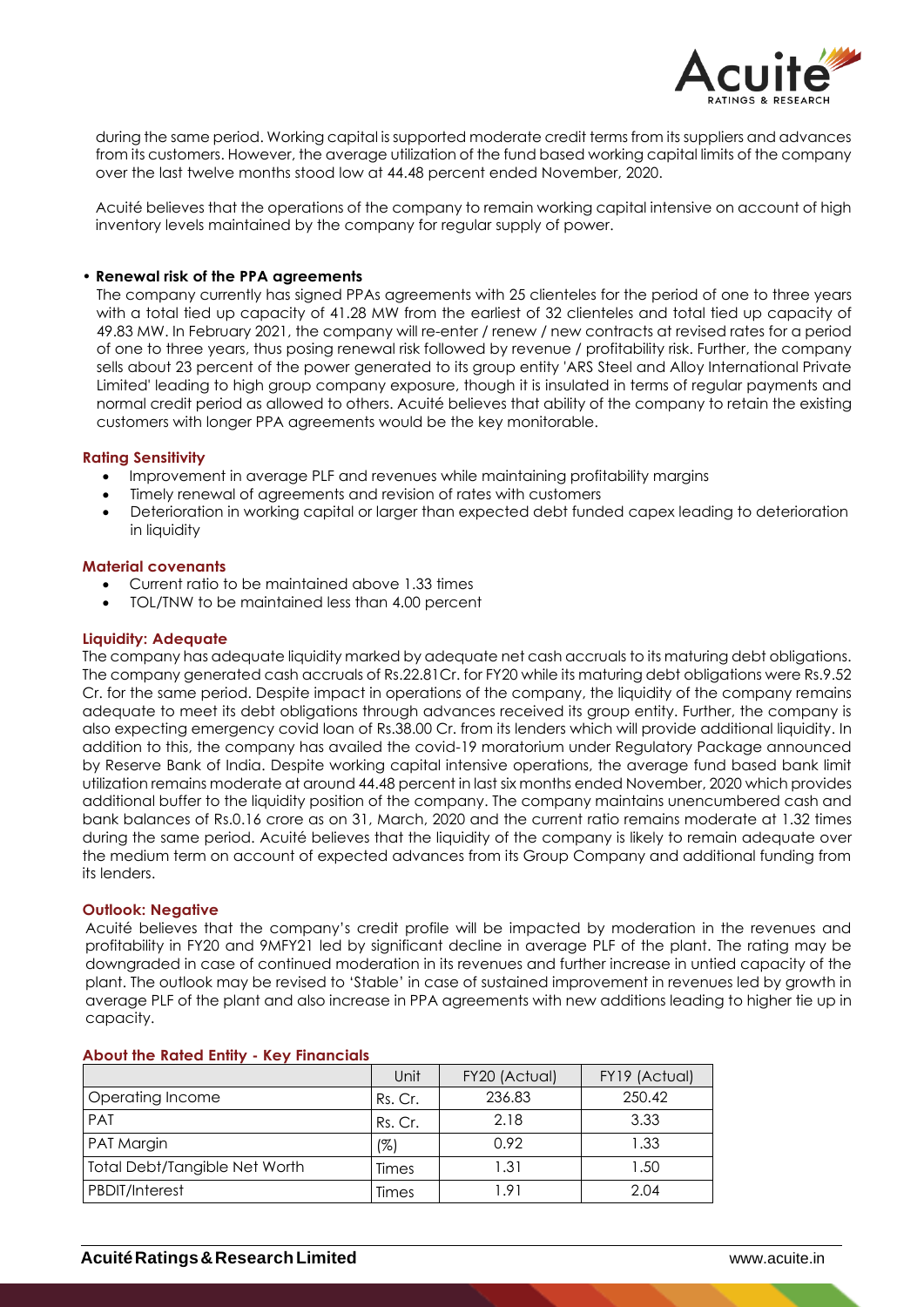during the same period. Working capital is supported moderate credit terms from its suppliers and advances from its customers. However, the average utilization of the fund based working capital limits of the company over the last twelve months stood low at 44.48 percent ended November, 2020.

Acuité believes that the operations of the company to remain working capital intensive on account of high inventory levels maintained by the company for regular supply of power.

- **Renewal risk of the PPA agreements**

  The company currently has signed PPAs agreements with 25 clienteles for the period of one to three years with a total tied up capacity of 41.28 MW from the earliest of 32 clienteles and total tied up capacity of 49.83 MW. In February 2021, the company will re-enter / renew / new contracts at revised rates for a period of one to three years, thus posing renewal risk followed by revenue / profitability risk. Further, the company sells about 23 percent of the power generated to its group entity 'ARS Steel and Alloy International Private Limited' leading to high group company exposure, though it is insulated in terms of regular payments and normal credit period as allowed to others. Acuité believes that ability of the company to retain the existing customers with longer PPA agreements would be the key monitorable.

## Rating Sensitivity

- Improvement in average PLF and revenues while maintaining profitability margins
- Timely renewal of agreements and revision of rates with customers
- Deterioration in working capital or larger than expected debt funded capex leading to deterioration in liquidity

## Material covenants

- Current ratio to be maintained above 1.33 times
- TOL/TNW to be maintained less than 4.00 percent

## Liquidity: Adequate

The company has adequate liquidity marked by adequate net cash accruals to its maturing debt obligations. The company generated cash accruals of Rs.22.81Cr. for FY20 while its maturing debt obligations were Rs.9.52 Cr. for the same period. Despite impact in operations of the company, the liquidity of the company remains adequate to meet its debt obligations through advances received its group entity. Further, the company is also expecting emergency covid loan of Rs.38.00 Cr. from its lenders which will provide additional liquidity. In addition to this, the company has availed the covid-19 moratorium under Regulatory Package announced by Reserve Bank of India. Despite working capital intensive operations, the average fund based bank limit utilization remains moderate at around 44.48 percent in last six months ended November, 2020 which provides additional buffer to the liquidity position of the company. The company maintains unencumbered cash and bank balances of Rs.0.16 crore as on 31, March, 2020 and the current ratio remains moderate at 1.32 times during the same period. Acuité believes that the liquidity of the company is likely to remain adequate over the medium term on account of expected advances from its Group Company and additional funding from its lenders.

## Outlook: Negative

Acuité believes that the company's credit profile will be impacted by moderation in the revenues and profitability in FY20 and 9MFY21 led by significant decline in average PLF of the plant. The rating may be downgraded in case of continued moderation in its revenues and further increase in untied capacity of the plant. The outlook may be revised to 'Stable' in case of sustained improvement in revenues led by growth in average PLF of the plant and also increase in PPA agreements with new additions leading to higher tie up in capacity.

## About the Rated Entity - Key Financials

| | Unit | FY20 (Actual) | FY19 (Actual) |
|---|---|---|---|
| Operating Income | Rs. Cr. | 236.83 | 250.42 |
| PAT | Rs. Cr. | 2.18 | 3.33 |
| PAT Margin | (%) | 0.92 | 1.33 |
| Total Debt/Tangible Net Worth | Times | 1.31 | 1.50 |
| PBDIT/Interest | Times | 1.91 | 2.04 |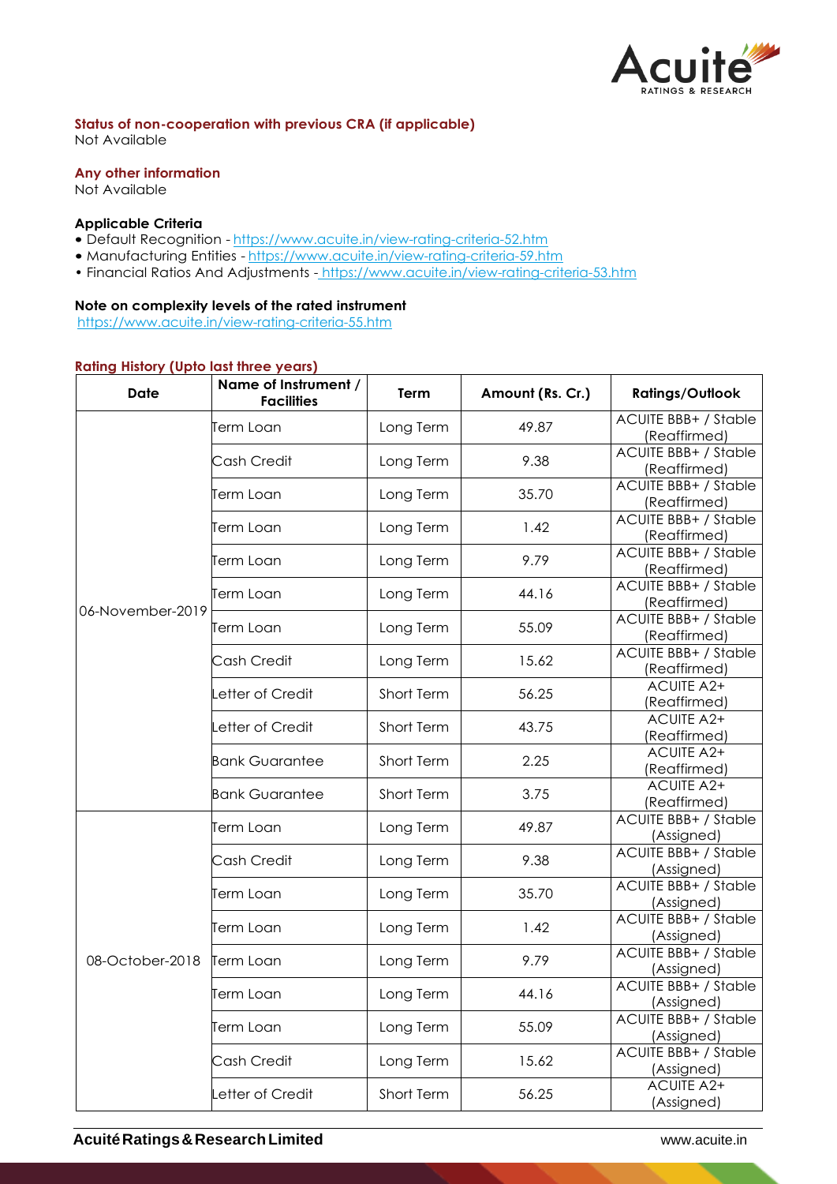### Status of non-cooperation with previous CRA (if applicable)

Not Available

### Any other information

Not Available

### Applicable Criteria

- Default Recognition - https://www.acuite.in/view-rating-criteria-52.htm
- Manufacturing Entities - https://www.acuite.in/view-rating-criteria-59.htm
- Financial Ratios And Adjustments - https://www.acuite.in/view-rating-criteria-53.htm

### Note on complexity levels of the rated instrument

https://www.acuite.in/view-rating-criteria-55.htm

### Rating History (Upto last three years)

| Date | Name of Instrument / Facilities | Term | Amount (Rs. Cr.) | Ratings/Outlook |
|---|---|---|---|---|
| 06-November-2019 | Term Loan | Long Term | 49.87 | ACUITE BBB+ / Stable (Reaffirmed) |
| | Cash Credit | Long Term | 9.38 | ACUITE BBB+ / Stable (Reaffirmed) |
| | Term Loan | Long Term | 35.70 | ACUITE BBB+ / Stable (Reaffirmed) |
| | Term Loan | Long Term | 1.42 | ACUITE BBB+ / Stable (Reaffirmed) |
| | Term Loan | Long Term | 9.79 | ACUITE BBB+ / Stable (Reaffirmed) |
| | Term Loan | Long Term | 44.16 | ACUITE BBB+ / Stable (Reaffirmed) |
| | Term Loan | Long Term | 55.09 | ACUITE BBB+ / Stable (Reaffirmed) |
| | Cash Credit | Long Term | 15.62 | ACUITE BBB+ / Stable (Reaffirmed) |
| | Letter of Credit | Short Term | 56.25 | ACUITE A2+ (Reaffirmed) |
| | Letter of Credit | Short Term | 43.75 | ACUITE A2+ (Reaffirmed) |
| | Bank Guarantee | Short Term | 2.25 | ACUITE A2+ (Reaffirmed) |
| | Bank Guarantee | Short Term | 3.75 | ACUITE A2+ (Reaffirmed) |
| 08-October-2018 | Term Loan | Long Term | 49.87 | ACUITE BBB+ / Stable (Assigned) |
| | Cash Credit | Long Term | 9.38 | ACUITE BBB+ / Stable (Assigned) |
| | Term Loan | Long Term | 35.70 | ACUITE BBB+ / Stable (Assigned) |
| | Term Loan | Long Term | 1.42 | ACUITE BBB+ / Stable (Assigned) |
| | Term Loan | Long Term | 9.79 | ACUITE BBB+ / Stable (Assigned) |
| | Term Loan | Long Term | 44.16 | ACUITE BBB+ / Stable (Assigned) |
| | Term Loan | Long Term | 55.09 | ACUITE BBB+ / Stable (Assigned) |
| | Cash Credit | Long Term | 15.62 | ACUITE BBB+ / Stable (Assigned) |
| | Letter of Credit | Short Term | 56.25 | ACUITE A2+ (Assigned) |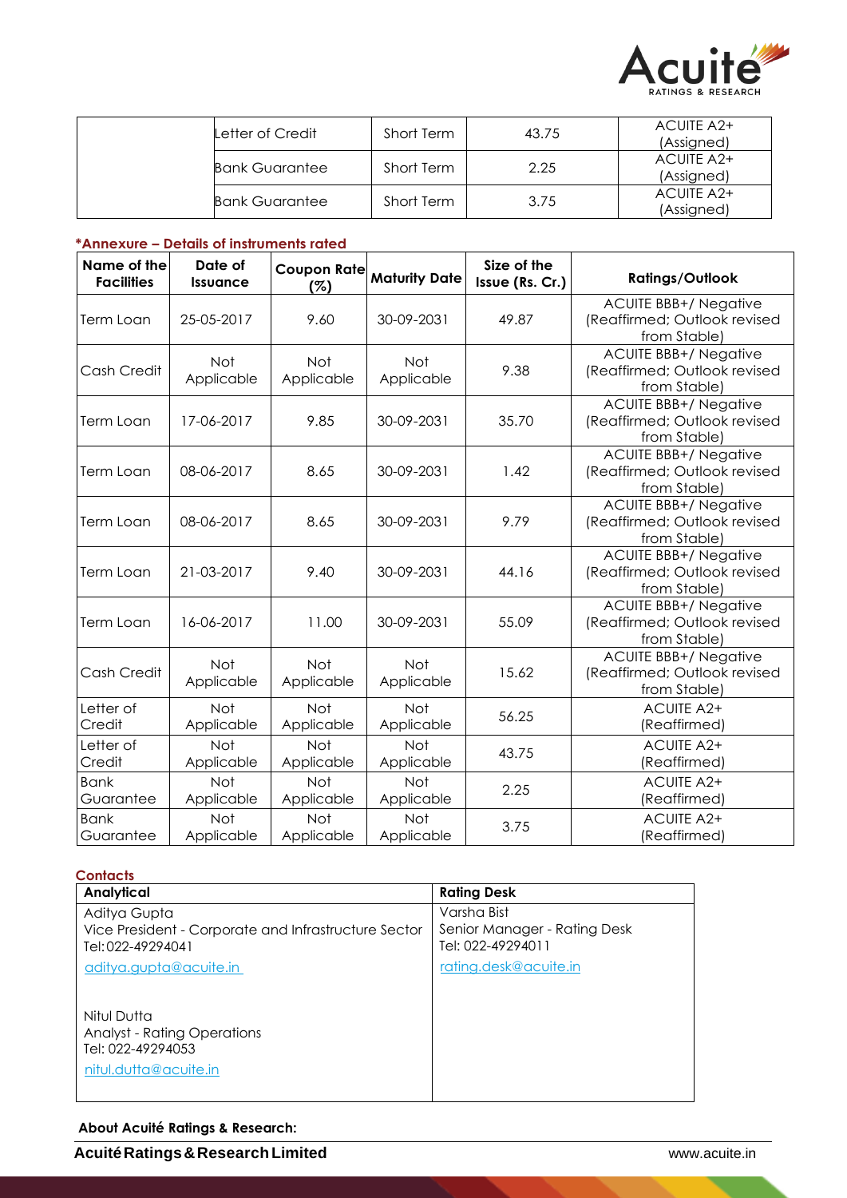|  | Letter of Credit | Short Term | 43.75 | ACUITE A2+ (Assigned) |
|---|---|---|---|---|
|  | Bank Guarantee | Short Term | 2.25 | ACUITE A2+ (Assigned) |
|  | Bank Guarantee | Short Term | 3.75 | ACUITE A2+ (Assigned) |

**\*Annexure – Details of instruments rated**

| Name of the Facilities | Date of Issuance | Coupon Rate (%) | Maturity Date | Size of the Issue (Rs. Cr.) | Ratings/Outlook |
|---|---|---|---|---|---|
| Term Loan | 25-05-2017 | 9.60 | 30-09-2031 | 49.87 | ACUITE BBB+/ Negative (Reaffirmed; Outlook revised from Stable) |
| Cash Credit | Not Applicable | Not Applicable | Not Applicable | 9.38 | ACUITE BBB+/ Negative (Reaffirmed; Outlook revised from Stable) |
| Term Loan | 17-06-2017 | 9.85 | 30-09-2031 | 35.70 | ACUITE BBB+/ Negative (Reaffirmed; Outlook revised from Stable) |
| Term Loan | 08-06-2017 | 8.65 | 30-09-2031 | 1.42 | ACUITE BBB+/ Negative (Reaffirmed; Outlook revised from Stable) |
| Term Loan | 08-06-2017 | 8.65 | 30-09-2031 | 9.79 | ACUITE BBB+/ Negative (Reaffirmed; Outlook revised from Stable) |
| Term Loan | 21-03-2017 | 9.40 | 30-09-2031 | 44.16 | ACUITE BBB+/ Negative (Reaffirmed; Outlook revised from Stable) |
| Term Loan | 16-06-2017 | 11.00 | 30-09-2031 | 55.09 | ACUITE BBB+/ Negative (Reaffirmed; Outlook revised from Stable) |
| Cash Credit | Not Applicable | Not Applicable | Not Applicable | 15.62 | ACUITE BBB+/ Negative (Reaffirmed; Outlook revised from Stable) |
| Letter of Credit | Not Applicable | Not Applicable | Not Applicable | 56.25 | ACUITE A2+ (Reaffirmed) |
| Letter of Credit | Not Applicable | Not Applicable | Not Applicable | 43.75 | ACUITE A2+ (Reaffirmed) |
| Bank Guarantee | Not Applicable | Not Applicable | Not Applicable | 2.25 | ACUITE A2+ (Reaffirmed) |
| Bank Guarantee | Not Applicable | Not Applicable | Not Applicable | 3.75 | ACUITE A2+ (Reaffirmed) |

**Contacts**

| Analytical | Rating Desk |
|---|---|
| Aditya Gupta<br>Vice President - Corporate and Infrastructure Sector<br>Tel: 022-49294041<br>aditya.gupta@acuite.in<br><br>Nitul Dutta<br>Analyst - Rating Operations<br>Tel: 022-49294053<br>nitul.dutta@acuite.in | Varsha Bist<br>Senior Manager - Rating Desk<br>Tel: 022-49294011<br>rating.desk@acuite.in |

**About Acuité Ratings & Research:**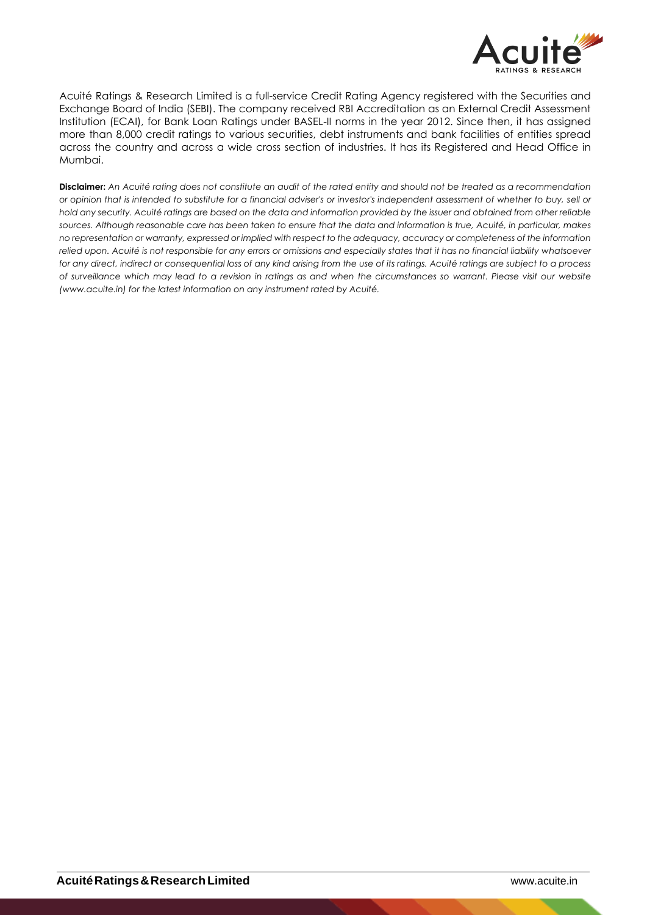Acuité Ratings & Research Limited is a full-service Credit Rating Agency registered with the Securities and Exchange Board of India (SEBI). The company received RBI Accreditation as an External Credit Assessment Institution (ECAI), for Bank Loan Ratings under BASEL-II norms in the year 2012. Since then, it has assigned more than 8,000 credit ratings to various securities, debt instruments and bank facilities of entities spread across the country and across a wide cross section of industries. It has its Registered and Head Office in Mumbai.

**Disclaimer:** *An Acuité rating does not constitute an audit of the rated entity and should not be treated as a recommendation or opinion that is intended to substitute for a financial adviser's or investor's independent assessment of whether to buy, sell or hold any security. Acuité ratings are based on the data and information provided by the issuer and obtained from other reliable sources. Although reasonable care has been taken to ensure that the data and information is true, Acuité, in particular, makes no representation or warranty, expressed or implied with respect to the adequacy, accuracy or completeness of the information relied upon. Acuité is not responsible for any errors or omissions and especially states that it has no financial liability whatsoever for any direct, indirect or consequential loss of any kind arising from the use of its ratings. Acuité ratings are subject to a process of surveillance which may lead to a revision in ratings as and when the circumstances so warrant. Please visit our website (www.acuite.in) for the latest information on any instrument rated by Acuité.*